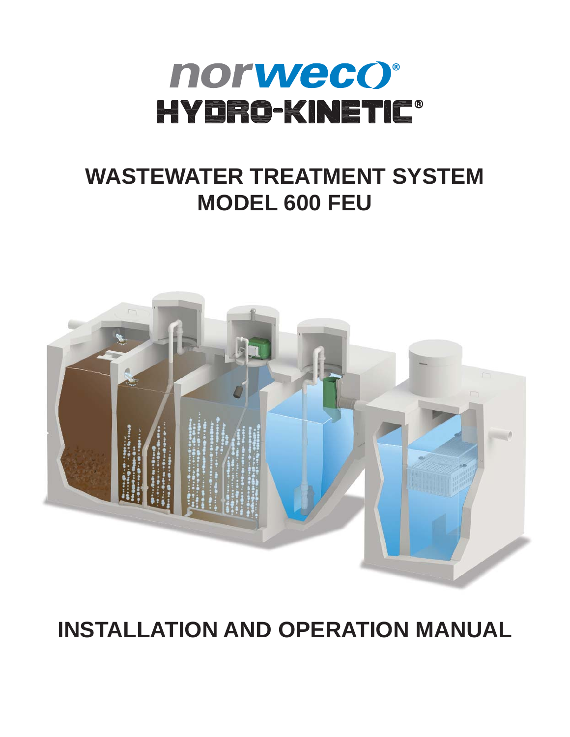norweco®

HYDRO-KINETIC®

# WASTEWATER TREATMENT SYSTEM
# MODEL 600 FEU

# INSTALLATION AND OPERATION MANUAL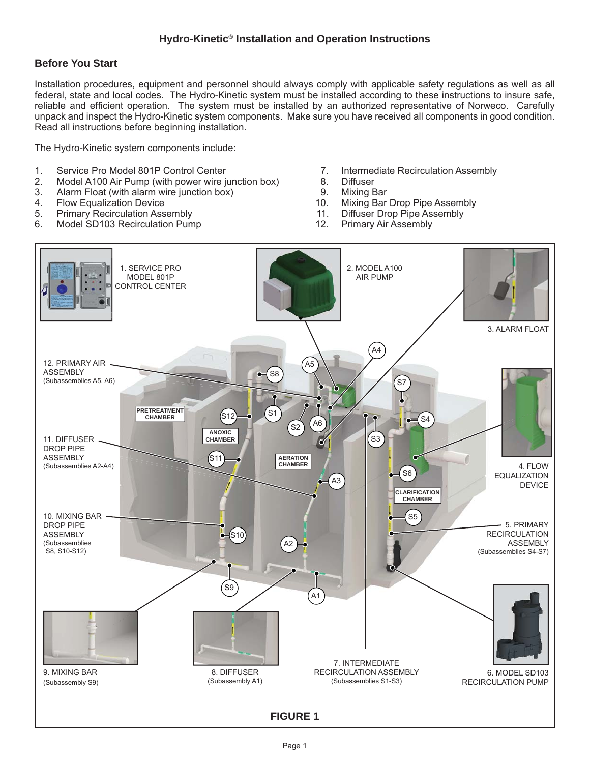# Hydro-Kinetic® Installation and Operation Instructions

## Before You Start

Installation procedures, equipment and personnel should always comply with applicable safety regulations as well as all federal, state and local codes. The Hydro-Kinetic system must be installed according to these instructions to insure safe, reliable and efficient operation. The system must be installed by an authorized representative of Norweco. Carefully unpack and inspect the Hydro-Kinetic system components. Make sure you have received all components in good condition. Read all instructions before beginning installation.

The Hydro-Kinetic system components include:

1. Service Pro Model 801P Control Center
2. Model A100 Air Pump (with power wire junction box)
3. Alarm Float (with alarm wire junction box)
4. Flow Equalization Device
5. Primary Recirculation Assembly
6. Model SD103 Recirculation Pump
7. Intermediate Recirculation Assembly
8. Diffuser
9. Mixing Bar
10. Mixing Bar Drop Pipe Assembly
11. Diffuser Drop Pipe Assembly
12. Primary Air Assembly

**FIGURE 1**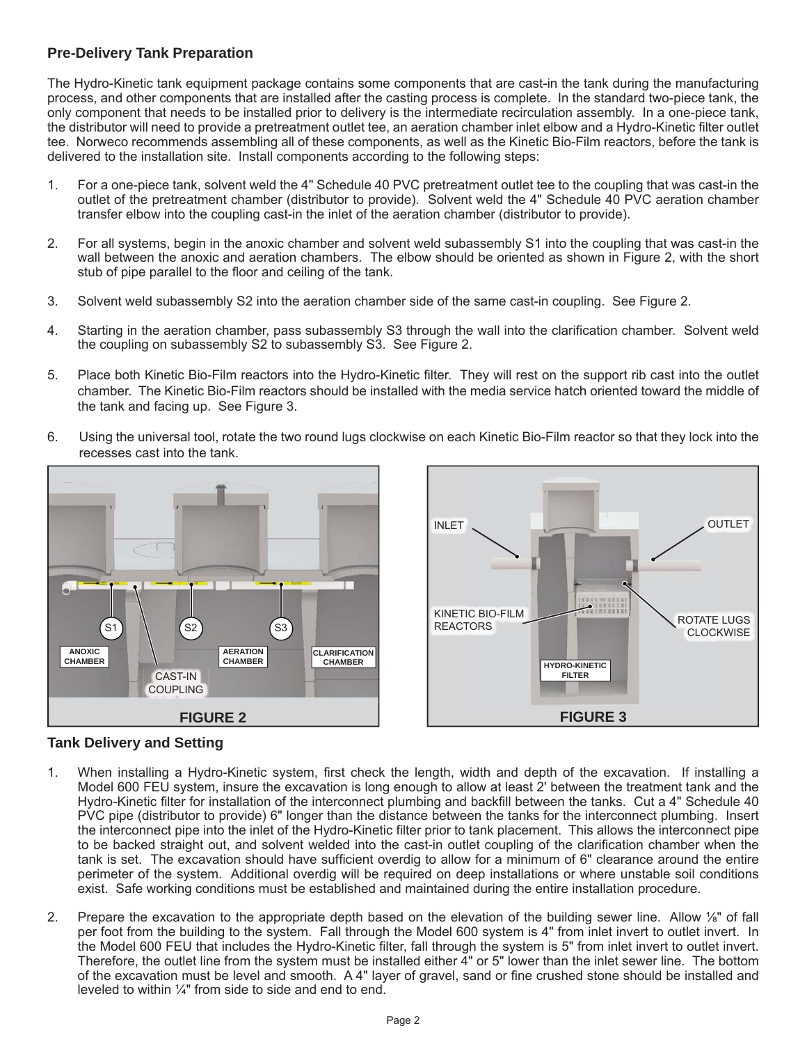## Pre-Delivery Tank Preparation

The Hydro-Kinetic tank equipment package contains some components that are cast-in the tank during the manufacturing process, and other components that are installed after the casting process is complete. In the standard two-piece tank, the only component that needs to be installed prior to delivery is the intermediate recirculation assembly. In a one-piece tank, the distributor will need to provide a pretreatment outlet tee, an aeration chamber inlet elbow and a Hydro-Kinetic filter outlet tee. Norweco recommends assembling all of these components, as well as the Kinetic Bio-Film reactors, before the tank is delivered to the installation site. Install components according to the following steps:

1. For a one-piece tank, solvent weld the 4" Schedule 40 PVC pretreatment outlet tee to the coupling that was cast-in the outlet of the pretreatment chamber (distributor to provide). Solvent weld the 4" Schedule 40 PVC aeration chamber transfer elbow into the coupling cast-in the inlet of the aeration chamber (distributor to provide).

2. For all systems, begin in the anoxic chamber and solvent weld subassembly S1 into the coupling that was cast-in the wall between the anoxic and aeration chambers. The elbow should be oriented as shown in Figure 2, with the short stub of pipe parallel to the floor and ceiling of the tank.

3. Solvent weld subassembly S2 into the aeration chamber side of the same cast-in coupling. See Figure 2.

4. Starting in the aeration chamber, pass subassembly S3 through the wall into the clarification chamber. Solvent weld the coupling on subassembly S2 to subassembly S3. See Figure 2.

5. Place both Kinetic Bio-Film reactors into the Hydro-Kinetic filter. They will rest on the support rib cast into the outlet chamber. The Kinetic Bio-Film reactors should be installed with the media service hatch oriented toward the middle of the tank and facing up. See Figure 3.

6. Using the universal tool, rotate the two round lugs clockwise on each Kinetic Bio-Film reactor so that they lock into the recesses cast into the tank.

S1 S2 S3 ANOXIC CHAMBER AERATION CHAMBER CLARIFICATION CHAMBER CAST-IN COUPLING

**FIGURE 2**

INLET OUTLET KINETIC BIO-FILM REACTORS ROTATE LUGS CLOCKWISE HYDRO-KINETIC FILTER

**FIGURE 3**

## Tank Delivery and Setting

1. When installing a Hydro-Kinetic system, first check the length, width and depth of the excavation. If installing a Model 600 FEU system, insure the excavation is long enough to allow at least 2' between the treatment tank and the Hydro-Kinetic filter for installation of the interconnect plumbing and backfill between the tanks. Cut a 4" Schedule 40 PVC pipe (distributor to provide) 6" longer than the distance between the tanks for the interconnect plumbing. Insert the interconnect pipe into the inlet of the Hydro-Kinetic filter prior to tank placement. This allows the interconnect pipe to be backed straight out, and solvent welded into the cast-in outlet coupling of the clarification chamber when the tank is set. The excavation should have sufficient overdig to allow for a minimum of 6" clearance around the entire perimeter of the system. Additional overdig will be required on deep installations or where unstable soil conditions exist. Safe working conditions must be established and maintained during the entire installation procedure.

2. Prepare the excavation to the appropriate depth based on the elevation of the building sewer line. Allow ⅛" of fall per foot from the building to the system. Fall through the Model 600 system is 4" from inlet invert to outlet invert. In the Model 600 FEU that includes the Hydro-Kinetic filter, fall through the system is 5" from inlet invert to outlet invert. Therefore, the outlet line from the system must be installed either 4" or 5" lower than the inlet sewer line. The bottom of the excavation must be level and smooth. A 4" layer of gravel, sand or fine crushed stone should be installed and leveled to within ¼" from side to side and end to end.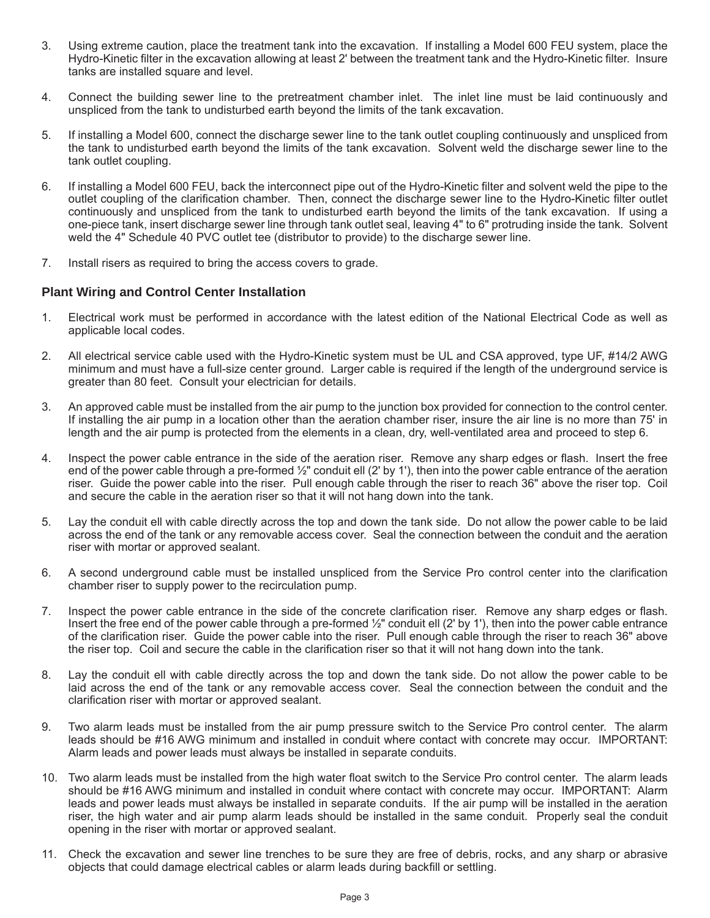3. Using extreme caution, place the treatment tank into the excavation. If installing a Model 600 FEU system, place the Hydro-Kinetic filter in the excavation allowing at least 2' between the treatment tank and the Hydro-Kinetic filter. Insure tanks are installed square and level.

4. Connect the building sewer line to the pretreatment chamber inlet. The inlet line must be laid continuously and unspliced from the tank to undisturbed earth beyond the limits of the tank excavation.

5. If installing a Model 600, connect the discharge sewer line to the tank outlet coupling continuously and unspliced from the tank to undisturbed earth beyond the limits of the tank excavation. Solvent weld the discharge sewer line to the tank outlet coupling.

6. If installing a Model 600 FEU, back the interconnect pipe out of the Hydro-Kinetic filter and solvent weld the pipe to the outlet coupling of the clarification chamber. Then, connect the discharge sewer line to the Hydro-Kinetic filter outlet continuously and unspliced from the tank to undisturbed earth beyond the limits of the tank excavation. If using a one-piece tank, insert discharge sewer line through tank outlet seal, leaving 4" to 6" protruding inside the tank. Solvent weld the 4" Schedule 40 PVC outlet tee (distributor to provide) to the discharge sewer line.

7. Install risers as required to bring the access covers to grade.

### Plant Wiring and Control Center Installation

1. Electrical work must be performed in accordance with the latest edition of the National Electrical Code as well as applicable local codes.

2. All electrical service cable used with the Hydro-Kinetic system must be UL and CSA approved, type UF, #14/2 AWG minimum and must have a full-size center ground. Larger cable is required if the length of the underground service is greater than 80 feet. Consult your electrician for details.

3. An approved cable must be installed from the air pump to the junction box provided for connection to the control center. If installing the air pump in a location other than the aeration chamber riser, insure the air line is no more than 75' in length and the air pump is protected from the elements in a clean, dry, well-ventilated area and proceed to step 6.

4. Inspect the power cable entrance in the side of the aeration riser. Remove any sharp edges or flash. Insert the free end of the power cable through a pre-formed ½" conduit ell (2' by 1'), then into the power cable entrance of the aeration riser. Guide the power cable into the riser. Pull enough cable through the riser to reach 36" above the riser top. Coil and secure the cable in the aeration riser so that it will not hang down into the tank.

5. Lay the conduit ell with cable directly across the top and down the tank side. Do not allow the power cable to be laid across the end of the tank or any removable access cover. Seal the connection between the conduit and the aeration riser with mortar or approved sealant.

6. A second underground cable must be installed unspliced from the Service Pro control center into the clarification chamber riser to supply power to the recirculation pump.

7. Inspect the power cable entrance in the side of the concrete clarification riser. Remove any sharp edges or flash. Insert the free end of the power cable through a pre-formed ½" conduit ell (2' by 1'), then into the power cable entrance of the clarification riser. Guide the power cable into the riser. Pull enough cable through the riser to reach 36" above the riser top. Coil and secure the cable in the clarification riser so that it will not hang down into the tank.

8. Lay the conduit ell with cable directly across the top and down the tank side. Do not allow the power cable to be laid across the end of the tank or any removable access cover. Seal the connection between the conduit and the clarification riser with mortar or approved sealant.

9. Two alarm leads must be installed from the air pump pressure switch to the Service Pro control center. The alarm leads should be #16 AWG minimum and installed in conduit where contact with concrete may occur. IMPORTANT: Alarm leads and power leads must always be installed in separate conduits.

10. Two alarm leads must be installed from the high water float switch to the Service Pro control center. The alarm leads should be #16 AWG minimum and installed in conduit where contact with concrete may occur. IMPORTANT: Alarm leads and power leads must always be installed in separate conduits. If the air pump will be installed in the aeration riser, the high water and air pump alarm leads should be installed in the same conduit. Properly seal the conduit opening in the riser with mortar or approved sealant.

11. Check the excavation and sewer line trenches to be sure they are free of debris, rocks, and any sharp or abrasive objects that could damage electrical cables or alarm leads during backfill or settling.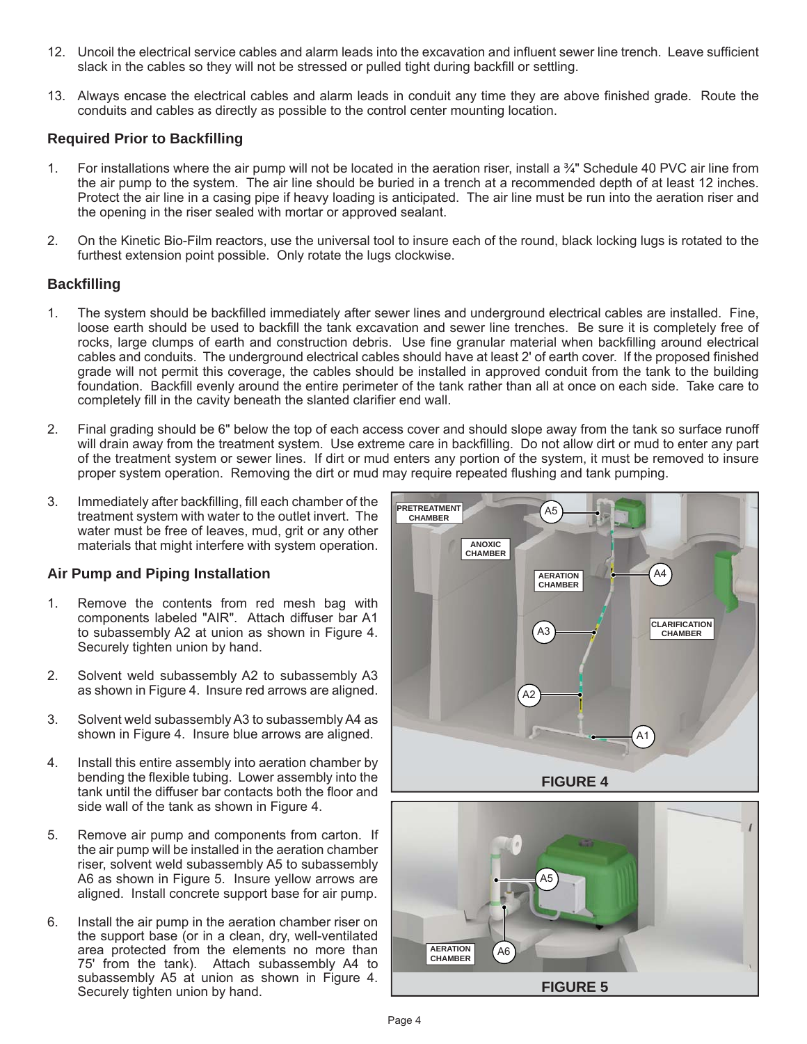12. Uncoil the electrical service cables and alarm leads into the excavation and influent sewer line trench. Leave sufficient slack in the cables so they will not be stressed or pulled tight during backfill or settling.

13. Always encase the electrical cables and alarm leads in conduit any time they are above finished grade. Route the conduits and cables as directly as possible to the control center mounting location.

### Required Prior to Backfilling

1. For installations where the air pump will not be located in the aeration riser, install a ¾" Schedule 40 PVC air line from the air pump to the system. The air line should be buried in a trench at a recommended depth of at least 12 inches. Protect the air line in a casing pipe if heavy loading is anticipated. The air line must be run into the aeration riser and the opening in the riser sealed with mortar or approved sealant.

2. On the Kinetic Bio-Film reactors, use the universal tool to insure each of the round, black locking lugs is rotated to the furthest extension point possible. Only rotate the lugs clockwise.

### Backfilling

1. The system should be backfilled immediately after sewer lines and underground electrical cables are installed. Fine, loose earth should be used to backfill the tank excavation and sewer line trenches. Be sure it is completely free of rocks, large clumps of earth and construction debris. Use fine granular material when backfilling around electrical cables and conduits. The underground electrical cables should have at least 2' of earth cover. If the proposed finished grade will not permit this coverage, the cables should be installed in approved conduit from the tank to the building foundation. Backfill evenly around the entire perimeter of the tank rather than all at once on each side. Take care to completely fill in the cavity beneath the slanted clarifier end wall.

2. Final grading should be 6" below the top of each access cover and should slope away from the tank so surface runoff will drain away from the treatment system. Use extreme care in backfilling. Do not allow dirt or mud to enter any part of the treatment system or sewer lines. If dirt or mud enters any portion of the system, it must be removed to insure proper system operation. Removing the dirt or mud may require repeated flushing and tank pumping.

3. Immediately after backfilling, fill each chamber of the treatment system with water to the outlet invert. The water must be free of leaves, mud, grit or any other materials that might interfere with system operation.

### Air Pump and Piping Installation

1. Remove the contents from red mesh bag with components labeled "AIR". Attach diffuser bar A1 to subassembly A2 at union as shown in Figure 4. Securely tighten union by hand.

2. Solvent weld subassembly A2 to subassembly A3 as shown in Figure 4. Insure red arrows are aligned.

3. Solvent weld subassembly A3 to subassembly A4 as shown in Figure 4. Insure blue arrows are aligned.

4. Install this entire assembly into aeration chamber by bending the flexible tubing. Lower assembly into the tank until the diffuser bar contacts both the floor and side wall of the tank as shown in Figure 4.

5. Remove air pump and components from carton. If the air pump will be installed in the aeration chamber riser, solvent weld subassembly A5 to subassembly A6 as shown in Figure 5. Insure yellow arrows are aligned. Install concrete support base for air pump.

6. Install the air pump in the aeration chamber riser on the support base (or in a clean, dry, well-ventilated area protected from the elements no more than 75' from the tank). Attach subassembly A4 to subassembly A5 at union as shown in Figure 4. Securely tighten union by hand.

PRETREATMENT CHAMBER, ANOXIC CHAMBER, AERATION CHAMBER, CLARIFICATION CHAMBER, A1, A2, A3, A4, A5

**FIGURE 4**

AERATION CHAMBER, A5, A6

**FIGURE 5**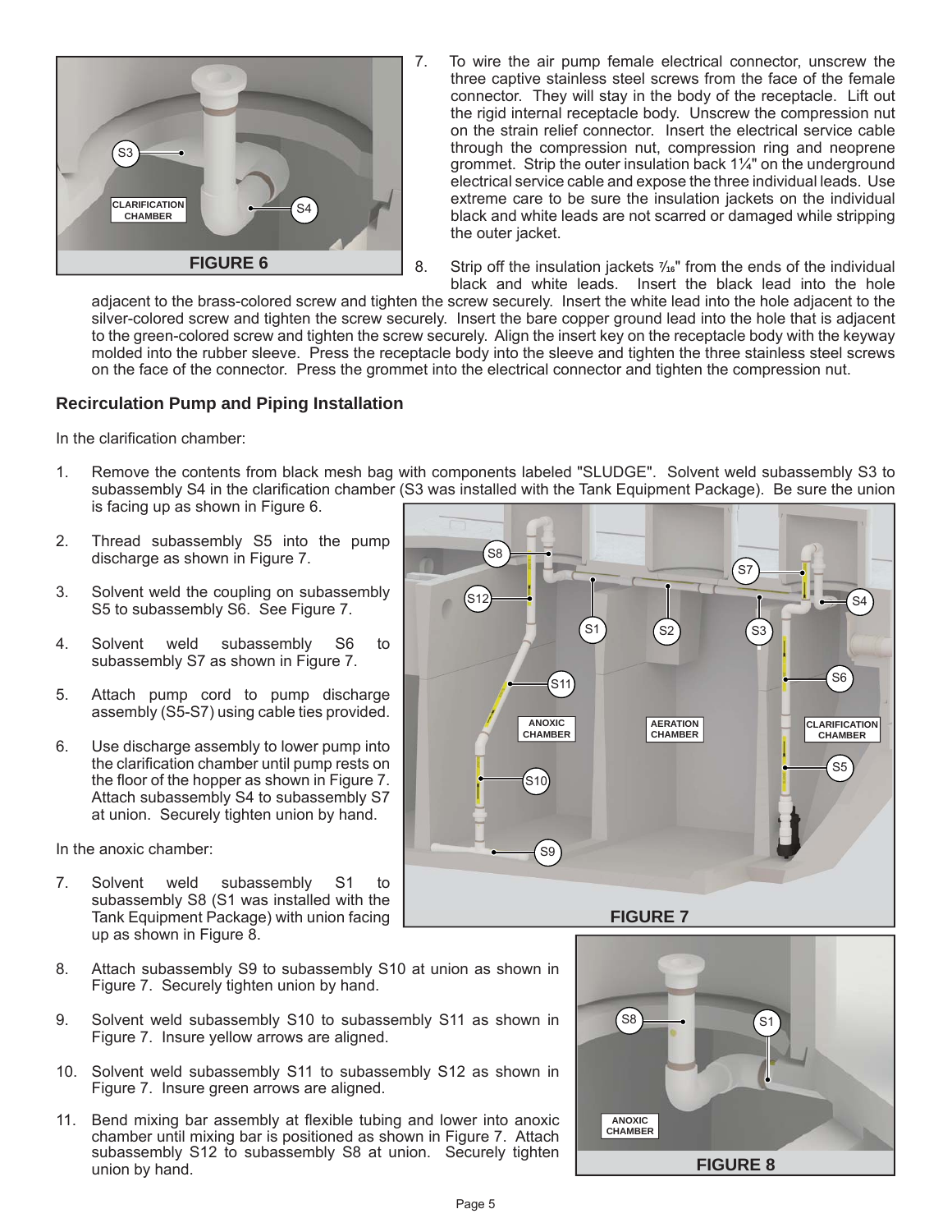FIGURE 6

7. To wire the air pump female electrical connector, unscrew the three captive stainless steel screws from the face of the female connector. They will stay in the body of the receptacle. Lift out the rigid internal receptacle body. Unscrew the compression nut on the strain relief connector. Insert the electrical service cable through the compression nut, compression ring and neoprene grommet. Strip the outer insulation back 1¼" on the underground electrical service cable and expose the three individual leads. Use extreme care to be sure the insulation jackets on the individual black and white leads are not scarred or damaged while stripping the outer jacket.

8. Strip off the insulation jackets 7⁄16" from the ends of the individual black and white leads. Insert the black lead into the hole adjacent to the brass-colored screw and tighten the screw securely. Insert the white lead into the hole adjacent to the silver-colored screw and tighten the screw securely. Insert the bare copper ground lead into the hole that is adjacent to the green-colored screw and tighten the screw securely. Align the insert key on the receptacle body with the keyway molded into the rubber sleeve. Press the receptacle body into the sleeve and tighten the three stainless steel screws on the face of the connector. Press the grommet into the electrical connector and tighten the compression nut.

## Recirculation Pump and Piping Installation

In the clarification chamber:

1. Remove the contents from black mesh bag with components labeled "SLUDGE". Solvent weld subassembly S3 to subassembly S4 in the clarification chamber (S3 was installed with the Tank Equipment Package). Be sure the union is facing up as shown in Figure 6.

2. Thread subassembly S5 into the pump discharge as shown in Figure 7.

3. Solvent weld the coupling on subassembly S5 to subassembly S6. See Figure 7.

4. Solvent weld subassembly S6 to subassembly S7 as shown in Figure 7.

5. Attach pump cord to pump discharge assembly (S5-S7) using cable ties provided.

6. Use discharge assembly to lower pump into the clarification chamber until pump rests on the floor of the hopper as shown in Figure 7. Attach subassembly S4 to subassembly S7 at union. Securely tighten union by hand.

In the anoxic chamber:

7. Solvent weld subassembly S1 to subassembly S8 (S1 was installed with the Tank Equipment Package) with union facing up as shown in Figure 8.

8. Attach subassembly S9 to subassembly S10 at union as shown in Figure 7. Securely tighten union by hand.

9. Solvent weld subassembly S10 to subassembly S11 as shown in Figure 7. Insure yellow arrows are aligned.

10. Solvent weld subassembly S11 to subassembly S12 as shown in Figure 7. Insure green arrows are aligned.

11. Bend mixing bar assembly at flexible tubing and lower into anoxic chamber until mixing bar is positioned as shown in Figure 7. Attach subassembly S12 to subassembly S8 at union. Securely tighten union by hand.

FIGURE 7

FIGURE 8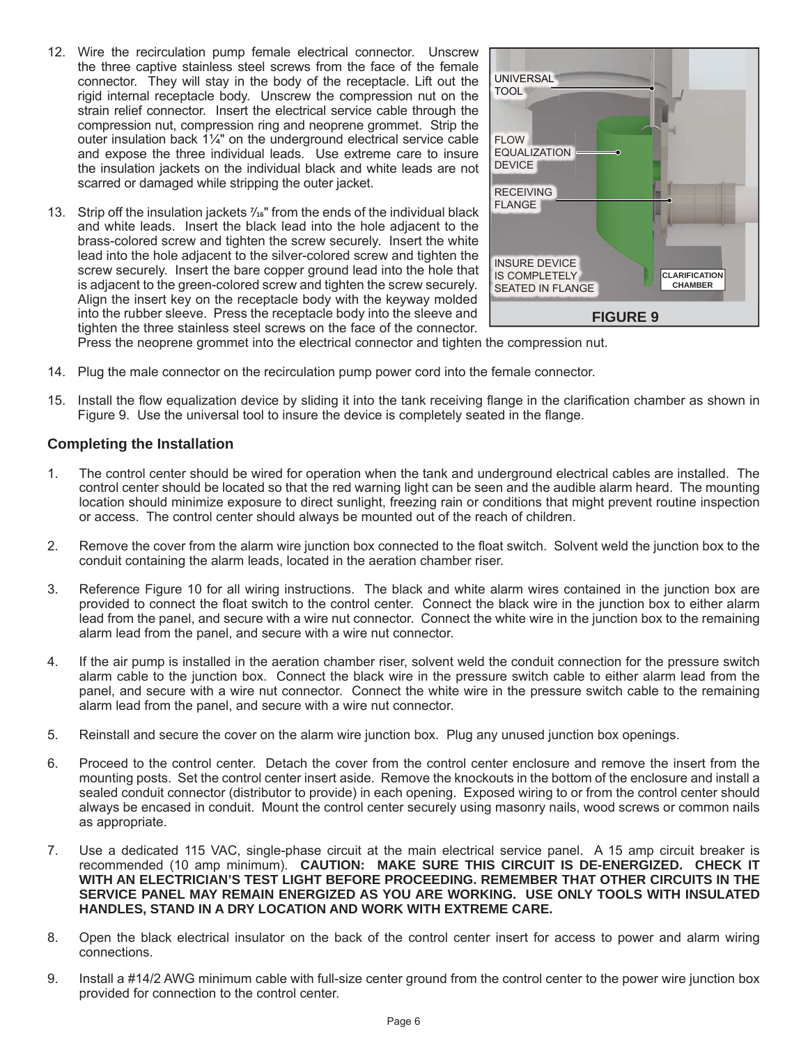12. Wire the recirculation pump female electrical connector. Unscrew the three captive stainless steel screws from the face of the female connector. They will stay in the body of the receptacle. Lift out the rigid internal receptacle body. Unscrew the compression nut on the strain relief connector. Insert the electrical service cable through the compression nut, compression ring and neoprene grommet. Strip the outer insulation back 1¼" on the underground electrical service cable and expose the three individual leads. Use extreme care to insure the insulation jackets on the individual black and white leads are not scarred or damaged while stripping the outer jacket.

13. Strip off the insulation jackets 7⁄16" from the ends of the individual black and white leads. Insert the black lead into the hole adjacent to the brass-colored screw and tighten the screw securely. Insert the white lead into the hole adjacent to the silver-colored screw and tighten the screw securely. Insert the bare copper ground lead into the hole that is adjacent to the green-colored screw and tighten the screw securely. Align the insert key on the receptacle body with the keyway molded into the rubber sleeve. Press the receptacle body into the sleeve and tighten the three stainless steel screws on the face of the connector. Press the neoprene grommet into the electrical connector and tighten the compression nut.

UNIVERSAL TOOL

FLOW EQUALIZATION DEVICE

RECEIVING FLANGE

INSURE DEVICE IS COMPLETELY SEATED IN FLANGE

CLARIFICATION CHAMBER

**FIGURE 9**

14. Plug the male connector on the recirculation pump power cord into the female connector.

15. Install the flow equalization device by sliding it into the tank receiving flange in the clarification chamber as shown in Figure 9. Use the universal tool to insure the device is completely seated in the flange.

## Completing the Installation

1. The control center should be wired for operation when the tank and underground electrical cables are installed. The control center should be located so that the red warning light can be seen and the audible alarm heard. The mounting location should minimize exposure to direct sunlight, freezing rain or conditions that might prevent routine inspection or access. The control center should always be mounted out of the reach of children.

2. Remove the cover from the alarm wire junction box connected to the float switch. Solvent weld the junction box to the conduit containing the alarm leads, located in the aeration chamber riser.

3. Reference Figure 10 for all wiring instructions. The black and white alarm wires contained in the junction box are provided to connect the float switch to the control center. Connect the black wire in the junction box to either alarm lead from the panel, and secure with a wire nut connector. Connect the white wire in the junction box to the remaining alarm lead from the panel, and secure with a wire nut connector.

4. If the air pump is installed in the aeration chamber riser, solvent weld the conduit connection for the pressure switch alarm cable to the junction box. Connect the black wire in the pressure switch cable to either alarm lead from the panel, and secure with a wire nut connector. Connect the white wire in the pressure switch cable to the remaining alarm lead from the panel, and secure with a wire nut connector.

5. Reinstall and secure the cover on the alarm wire junction box. Plug any unused junction box openings.

6. Proceed to the control center. Detach the cover from the control center enclosure and remove the insert from the mounting posts. Set the control center insert aside. Remove the knockouts in the bottom of the enclosure and install a sealed conduit connector (distributor to provide) in each opening. Exposed wiring to or from the control center should always be encased in conduit. Mount the control center securely using masonry nails, wood screws or common nails as appropriate.

7. Use a dedicated 115 VAC, single-phase circuit at the main electrical service panel. A 15 amp circuit breaker is recommended (10 amp minimum). **CAUTION: MAKE SURE THIS CIRCUIT IS DE-ENERGIZED. CHECK IT WITH AN ELECTRICIAN'S TEST LIGHT BEFORE PROCEEDING. REMEMBER THAT OTHER CIRCUITS IN THE SERVICE PANEL MAY REMAIN ENERGIZED AS YOU ARE WORKING. USE ONLY TOOLS WITH INSULATED HANDLES, STAND IN A DRY LOCATION AND WORK WITH EXTREME CARE.**

8. Open the black electrical insulator on the back of the control center insert for access to power and alarm wiring connections.

9. Install a #14/2 AWG minimum cable with full-size center ground from the control center to the power wire junction box provided for connection to the control center.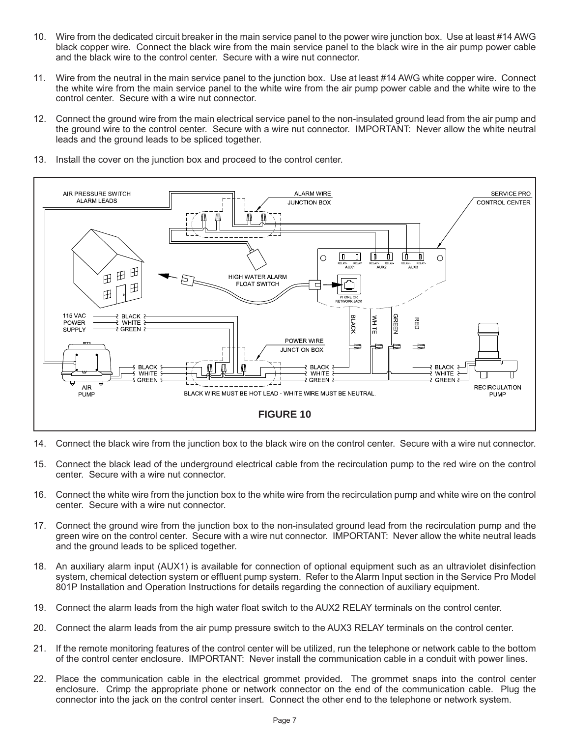10. Wire from the dedicated circuit breaker in the main service panel to the power wire junction box. Use at least #14 AWG black copper wire. Connect the black wire from the main service panel to the black wire in the air pump power cable and the black wire to the control center. Secure with a wire nut connector.

11. Wire from the neutral in the main service panel to the junction box. Use at least #14 AWG white copper wire. Connect the white wire from the main service panel to the white wire from the air pump power cable and the white wire to the control center. Secure with a wire nut connector.

12. Connect the ground wire from the main electrical service panel to the non-insulated ground lead from the air pump and the ground wire to the control center. Secure with a wire nut connector. IMPORTANT: Never allow the white neutral leads and the ground leads to be spliced together.

13. Install the cover on the junction box and proceed to the control center.

AIR PRESSURE SWITCH ALARM LEADS | ALARM WIRE JUNCTION BOX | SERVICE PRO CONTROL CENTER | HIGH WATER ALARM FLOAT SWITCH | PHONE OR NETWORK JACK | AUX1 | AUX2 | AUX3 | 115 VAC POWER SUPPLY | BLACK | WHITE | GREEN | RED | POWER WIRE JUNCTION BOX | AIR PUMP | RECIRCULATION PUMP

BLACK WIRE MUST BE HOT LEAD - WHITE WIRE MUST BE NEUTRAL.

**FIGURE 10**

14. Connect the black wire from the junction box to the black wire on the control center. Secure with a wire nut connector.

15. Connect the black lead of the underground electrical cable from the recirculation pump to the red wire on the control center. Secure with a wire nut connector.

16. Connect the white wire from the junction box to the white wire from the recirculation pump and white wire on the control center. Secure with a wire nut connector.

17. Connect the ground wire from the junction box to the non-insulated ground lead from the recirculation pump and the green wire on the control center. Secure with a wire nut connector. IMPORTANT: Never allow the white neutral leads and the ground leads to be spliced together.

18. An auxiliary alarm input (AUX1) is available for connection of optional equipment such as an ultraviolet disinfection system, chemical detection system or effluent pump system. Refer to the Alarm Input section in the Service Pro Model 801P Installation and Operation Instructions for details regarding the connection of auxiliary equipment.

19. Connect the alarm leads from the high water float switch to the AUX2 RELAY terminals on the control center.

20. Connect the alarm leads from the air pump pressure switch to the AUX3 RELAY terminals on the control center.

21. If the remote monitoring features of the control center will be utilized, run the telephone or network cable to the bottom of the control center enclosure. IMPORTANT: Never install the communication cable in a conduit with power lines.

22. Place the communication cable in the electrical grommet provided. The grommet snaps into the control center enclosure. Crimp the appropriate phone or network connector on the end of the communication cable. Plug the connector into the jack on the control center insert. Connect the other end to the telephone or network system.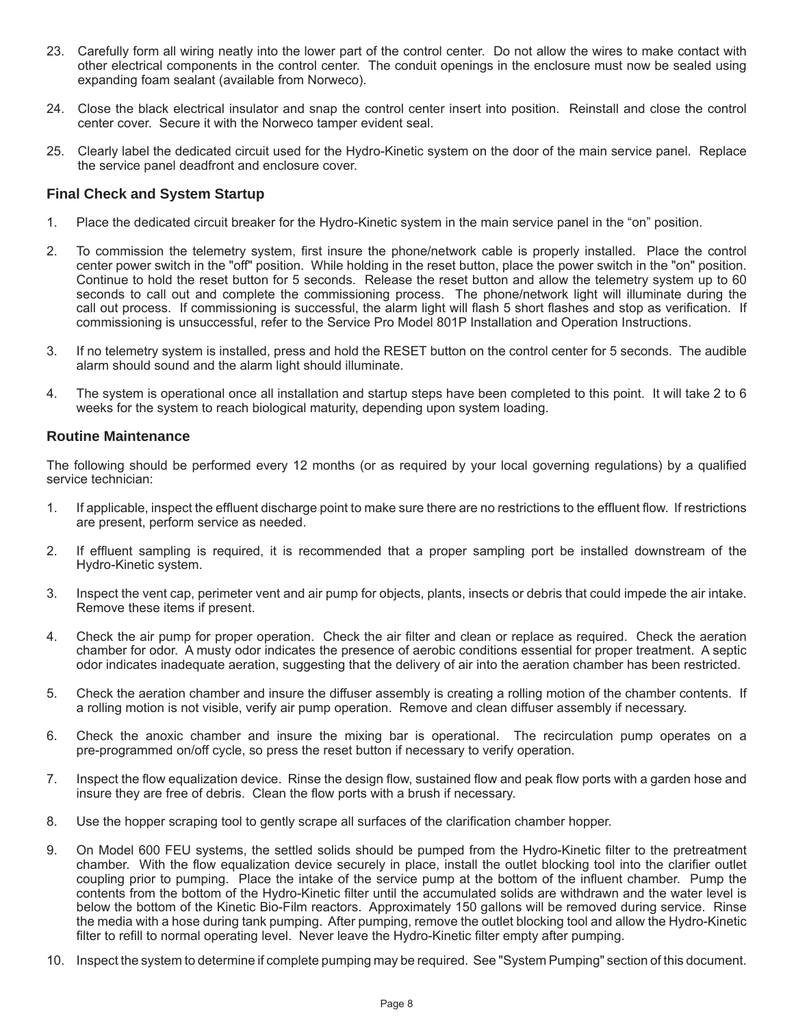23. Carefully form all wiring neatly into the lower part of the control center. Do not allow the wires to make contact with other electrical components in the control center. The conduit openings in the enclosure must now be sealed using expanding foam sealant (available from Norweco).

24. Close the black electrical insulator and snap the control center insert into position. Reinstall and close the control center cover. Secure it with the Norweco tamper evident seal.

25. Clearly label the dedicated circuit used for the Hydro-Kinetic system on the door of the main service panel. Replace the service panel deadfront and enclosure cover.

### Final Check and System Startup

1. Place the dedicated circuit breaker for the Hydro-Kinetic system in the main service panel in the “on” position.

2. To commission the telemetry system, first insure the phone/network cable is properly installed. Place the control center power switch in the "off" position. While holding in the reset button, place the power switch in the "on" position. Continue to hold the reset button for 5 seconds. Release the reset button and allow the telemetry system up to 60 seconds to call out and complete the commissioning process. The phone/network light will illuminate during the call out process. If commissioning is successful, the alarm light will flash 5 short flashes and stop as verification. If commissioning is unsuccessful, refer to the Service Pro Model 801P Installation and Operation Instructions.

3. If no telemetry system is installed, press and hold the RESET button on the control center for 5 seconds. The audible alarm should sound and the alarm light should illuminate.

4. The system is operational once all installation and startup steps have been completed to this point. It will take 2 to 6 weeks for the system to reach biological maturity, depending upon system loading.

### Routine Maintenance

The following should be performed every 12 months (or as required by your local governing regulations) by a qualified service technician:

1. If applicable, inspect the effluent discharge point to make sure there are no restrictions to the effluent flow. If restrictions are present, perform service as needed.

2. If effluent sampling is required, it is recommended that a proper sampling port be installed downstream of the Hydro-Kinetic system.

3. Inspect the vent cap, perimeter vent and air pump for objects, plants, insects or debris that could impede the air intake. Remove these items if present.

4. Check the air pump for proper operation. Check the air filter and clean or replace as required. Check the aeration chamber for odor. A musty odor indicates the presence of aerobic conditions essential for proper treatment. A septic odor indicates inadequate aeration, suggesting that the delivery of air into the aeration chamber has been restricted.

5. Check the aeration chamber and insure the diffuser assembly is creating a rolling motion of the chamber contents. If a rolling motion is not visible, verify air pump operation. Remove and clean diffuser assembly if necessary.

6. Check the anoxic chamber and insure the mixing bar is operational. The recirculation pump operates on a pre-programmed on/off cycle, so press the reset button if necessary to verify operation.

7. Inspect the flow equalization device. Rinse the design flow, sustained flow and peak flow ports with a garden hose and insure they are free of debris. Clean the flow ports with a brush if necessary.

8. Use the hopper scraping tool to gently scrape all surfaces of the clarification chamber hopper.

9. On Model 600 FEU systems, the settled solids should be pumped from the Hydro-Kinetic filter to the pretreatment chamber. With the flow equalization device securely in place, install the outlet blocking tool into the clarifier outlet coupling prior to pumping. Place the intake of the service pump at the bottom of the influent chamber. Pump the contents from the bottom of the Hydro-Kinetic filter until the accumulated solids are withdrawn and the water level is below the bottom of the Kinetic Bio-Film reactors. Approximately 150 gallons will be removed during service. Rinse the media with a hose during tank pumping. After pumping, remove the outlet blocking tool and allow the Hydro-Kinetic filter to refill to normal operating level. Never leave the Hydro-Kinetic filter empty after pumping.

10. Inspect the system to determine if complete pumping may be required. See "System Pumping" section of this document.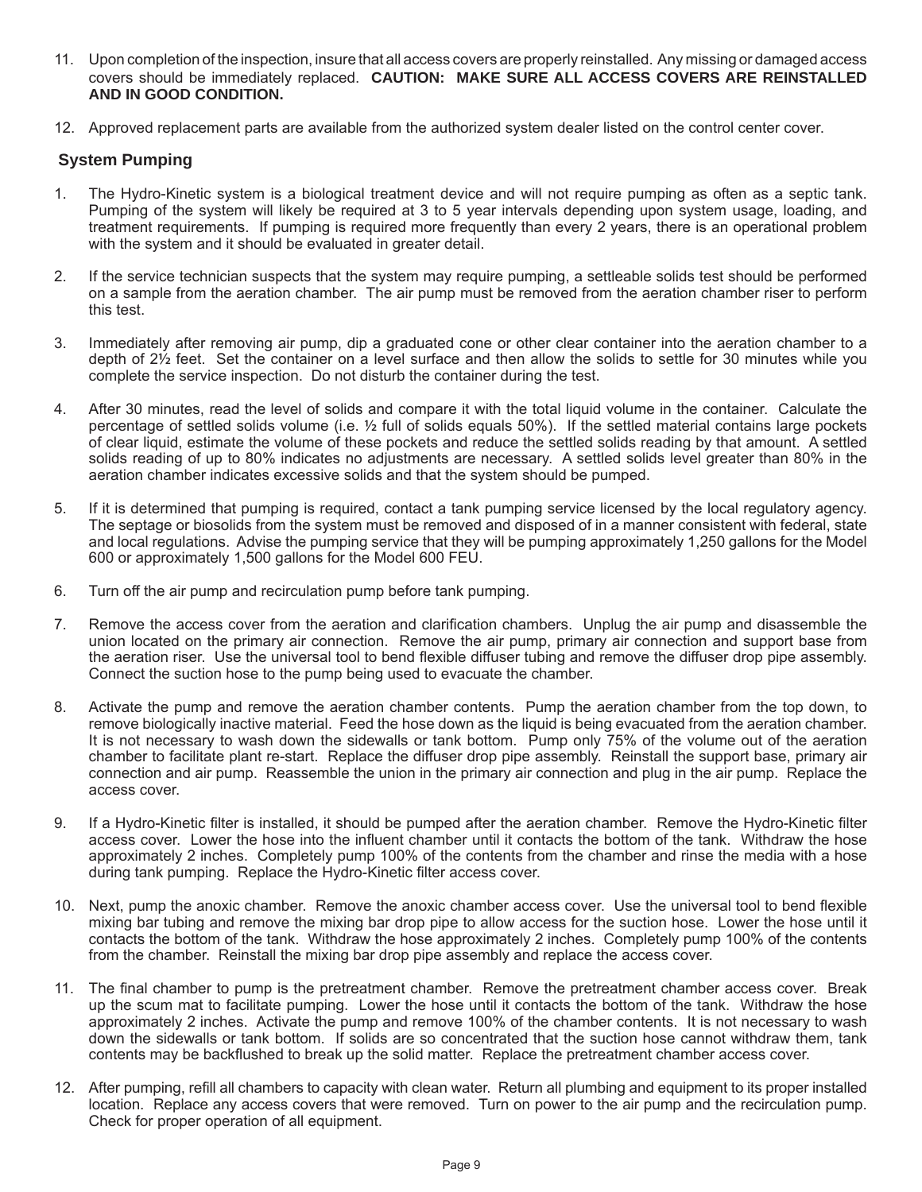11. Upon completion of the inspection, insure that all access covers are properly reinstalled. Any missing or damaged access covers should be immediately replaced. **CAUTION: MAKE SURE ALL ACCESS COVERS ARE REINSTALLED AND IN GOOD CONDITION.**

12. Approved replacement parts are available from the authorized system dealer listed on the control center cover.

## System Pumping

1. The Hydro-Kinetic system is a biological treatment device and will not require pumping as often as a septic tank. Pumping of the system will likely be required at 3 to 5 year intervals depending upon system usage, loading, and treatment requirements. If pumping is required more frequently than every 2 years, there is an operational problem with the system and it should be evaluated in greater detail.

2. If the service technician suspects that the system may require pumping, a settleable solids test should be performed on a sample from the aeration chamber. The air pump must be removed from the aeration chamber riser to perform this test.

3. Immediately after removing air pump, dip a graduated cone or other clear container into the aeration chamber to a depth of 2½ feet. Set the container on a level surface and then allow the solids to settle for 30 minutes while you complete the service inspection. Do not disturb the container during the test.

4. After 30 minutes, read the level of solids and compare it with the total liquid volume in the container. Calculate the percentage of settled solids volume (i.e. ½ full of solids equals 50%). If the settled material contains large pockets of clear liquid, estimate the volume of these pockets and reduce the settled solids reading by that amount. A settled solids reading of up to 80% indicates no adjustments are necessary. A settled solids level greater than 80% in the aeration chamber indicates excessive solids and that the system should be pumped.

5. If it is determined that pumping is required, contact a tank pumping service licensed by the local regulatory agency. The septage or biosolids from the system must be removed and disposed of in a manner consistent with federal, state and local regulations. Advise the pumping service that they will be pumping approximately 1,250 gallons for the Model 600 or approximately 1,500 gallons for the Model 600 FEU.

6. Turn off the air pump and recirculation pump before tank pumping.

7. Remove the access cover from the aeration and clarification chambers. Unplug the air pump and disassemble the union located on the primary air connection. Remove the air pump, primary air connection and support base from the aeration riser. Use the universal tool to bend flexible diffuser tubing and remove the diffuser drop pipe assembly. Connect the suction hose to the pump being used to evacuate the chamber.

8. Activate the pump and remove the aeration chamber contents. Pump the aeration chamber from the top down, to remove biologically inactive material. Feed the hose down as the liquid is being evacuated from the aeration chamber. It is not necessary to wash down the sidewalls or tank bottom. Pump only 75% of the volume out of the aeration chamber to facilitate plant re-start. Replace the diffuser drop pipe assembly. Reinstall the support base, primary air connection and air pump. Reassemble the union in the primary air connection and plug in the air pump. Replace the access cover.

9. If a Hydro-Kinetic filter is installed, it should be pumped after the aeration chamber. Remove the Hydro-Kinetic filter access cover. Lower the hose into the influent chamber until it contacts the bottom of the tank. Withdraw the hose approximately 2 inches. Completely pump 100% of the contents from the chamber and rinse the media with a hose during tank pumping. Replace the Hydro-Kinetic filter access cover.

10. Next, pump the anoxic chamber. Remove the anoxic chamber access cover. Use the universal tool to bend flexible mixing bar tubing and remove the mixing bar drop pipe to allow access for the suction hose. Lower the hose until it contacts the bottom of the tank. Withdraw the hose approximately 2 inches. Completely pump 100% of the contents from the chamber. Reinstall the mixing bar drop pipe assembly and replace the access cover.

11. The final chamber to pump is the pretreatment chamber. Remove the pretreatment chamber access cover. Break up the scum mat to facilitate pumping. Lower the hose until it contacts the bottom of the tank. Withdraw the hose approximately 2 inches. Activate the pump and remove 100% of the chamber contents. It is not necessary to wash down the sidewalls or tank bottom. If solids are so concentrated that the suction hose cannot withdraw them, tank contents may be backflushed to break up the solid matter. Replace the pretreatment chamber access cover.

12. After pumping, refill all chambers to capacity with clean water. Return all plumbing and equipment to its proper installed location. Replace any access covers that were removed. Turn on power to the air pump and the recirculation pump. Check for proper operation of all equipment.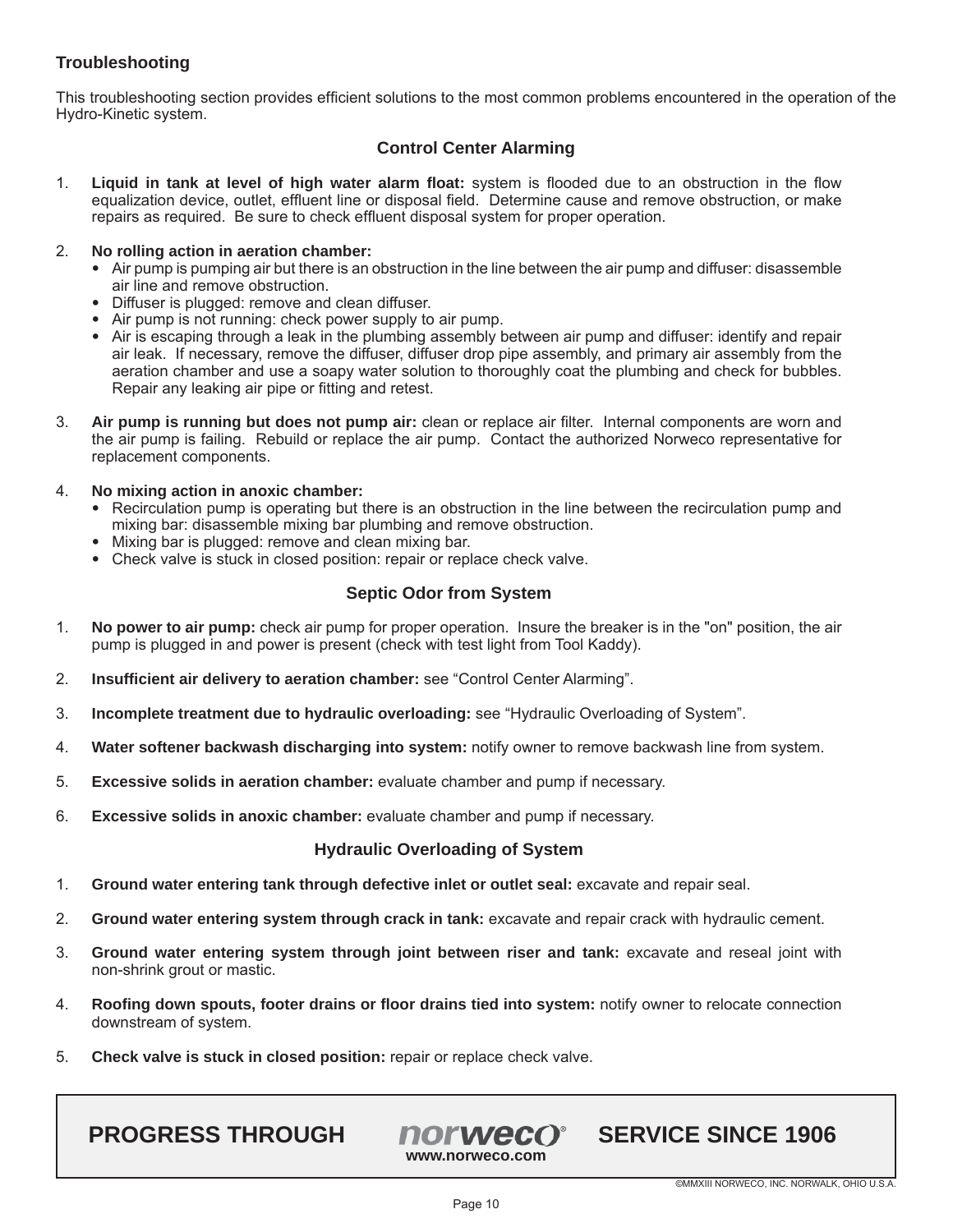## Troubleshooting

This troubleshooting section provides efficient solutions to the most common problems encountered in the operation of the Hydro-Kinetic system.

### Control Center Alarming

1. **Liquid in tank at level of high water alarm float:** system is flooded due to an obstruction in the flow equalization device, outlet, effluent line or disposal field. Determine cause and remove obstruction, or make repairs as required. Be sure to check effluent disposal system for proper operation.

2. **No rolling action in aeration chamber:**
   - Air pump is pumping air but there is an obstruction in the line between the air pump and diffuser: disassemble air line and remove obstruction.
   - Diffuser is plugged: remove and clean diffuser.
   - Air pump is not running: check power supply to air pump.
   - Air is escaping through a leak in the plumbing assembly between air pump and diffuser: identify and repair air leak. If necessary, remove the diffuser, diffuser drop pipe assembly, and primary air assembly from the aeration chamber and use a soapy water solution to thoroughly coat the plumbing and check for bubbles. Repair any leaking air pipe or fitting and retest.

3. **Air pump is running but does not pump air:** clean or replace air filter. Internal components are worn and the air pump is failing. Rebuild or replace the air pump. Contact the authorized Norweco representative for replacement components.

4. **No mixing action in anoxic chamber:**
   - Recirculation pump is operating but there is an obstruction in the line between the recirculation pump and mixing bar: disassemble mixing bar plumbing and remove obstruction.
   - Mixing bar is plugged: remove and clean mixing bar.
   - Check valve is stuck in closed position: repair or replace check valve.

### Septic Odor from System

1. **No power to air pump:** check air pump for proper operation. Insure the breaker is in the "on" position, the air pump is plugged in and power is present (check with test light from Tool Kaddy).

2. **Insufficient air delivery to aeration chamber:** see “Control Center Alarming”.

3. **Incomplete treatment due to hydraulic overloading:** see “Hydraulic Overloading of System”.

4. **Water softener backwash discharging into system:** notify owner to remove backwash line from system.

5. **Excessive solids in aeration chamber:** evaluate chamber and pump if necessary.

6. **Excessive solids in anoxic chamber:** evaluate chamber and pump if necessary.

### Hydraulic Overloading of System

1. **Ground water entering tank through defective inlet or outlet seal:** excavate and repair seal.

2. **Ground water entering system through crack in tank:** excavate and repair crack with hydraulic cement.

3. **Ground water entering system through joint between riser and tank:** excavate and reseal joint with non-shrink grout or mastic.

4. **Roofing down spouts, footer drains or floor drains tied into system:** notify owner to relocate connection downstream of system.

5. **Check valve is stuck in closed position:** repair or replace check valve.

**PROGRESS THROUGH** norweco® **SERVICE SINCE 1906**

www.norweco.com

©MMXIII NORWECO, INC. NORWALK, OHIO U.S.A.